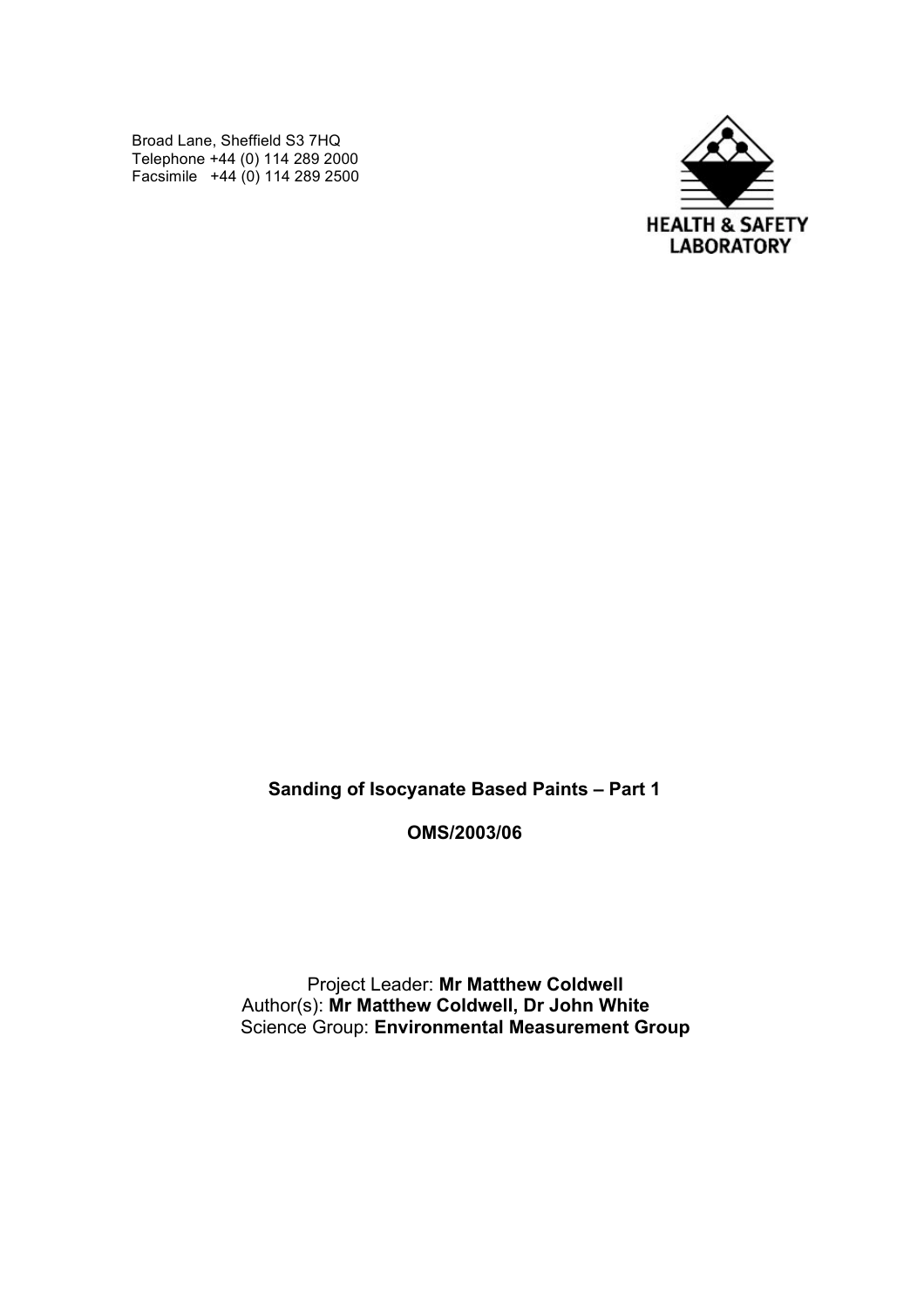Broad Lane, Sheffield S3 7HQ
Telephone +44 (0) 114 289 2000
Facsimile +44 (0) 114 289 2500

HEALTH & SAFETY LABORATORY

**Sanding of Isocyanate Based Paints – Part 1**

**OMS/2003/06**

Project Leader: **Mr Matthew Coldwell**
Author(s): **Mr Matthew Coldwell, Dr John White**
Science Group: **Environmental Measurement Group**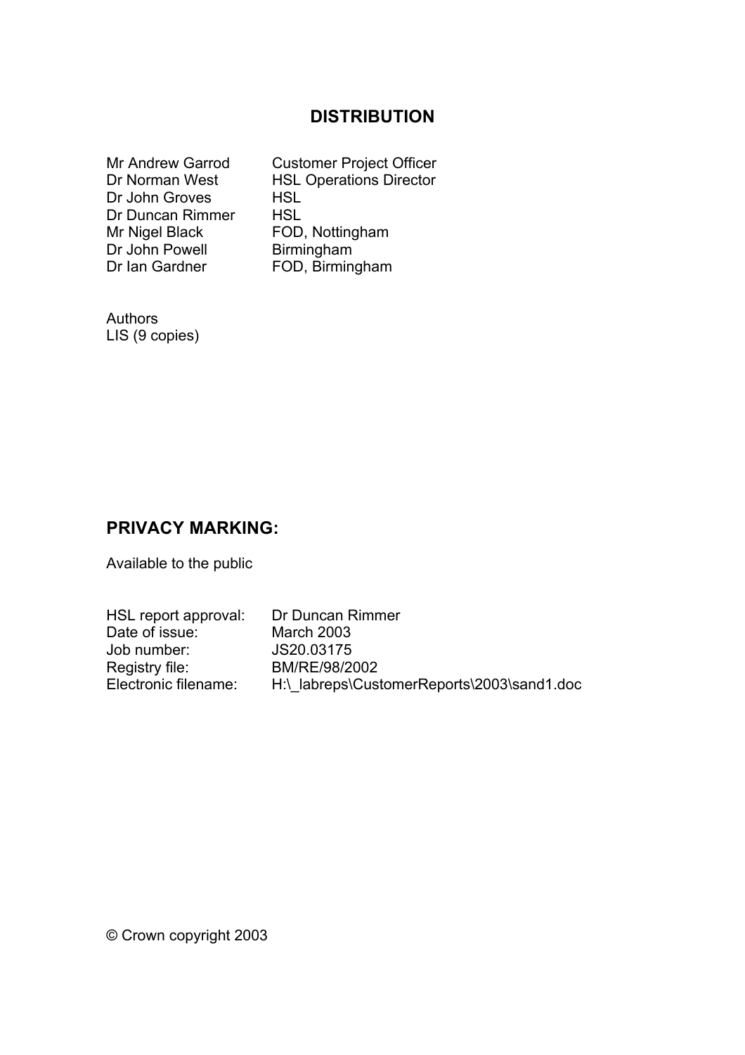## DISTRIBUTION

| | |
|---|---|
| Mr Andrew Garrod | Customer Project Officer |
| Dr Norman West | HSL Operations Director |
| Dr John Groves | HSL |
| Dr Duncan Rimmer | HSL |
| Mr Nigel Black | FOD, Nottingham |
| Dr John Powell | Birmingham |
| Dr Ian Gardner | FOD, Birmingham |

Authors
LIS (9 copies)

## PRIVACY MARKING:

Available to the public

| | |
|---|---|
| HSL report approval: | Dr Duncan Rimmer |
| Date of issue: | March 2003 |
| Job number: | JS20.03175 |
| Registry file: | BM/RE/98/2002 |
| Electronic filename: | H:\_labreps\CustomerReports\2003\sand1.doc |

© Crown copyright 2003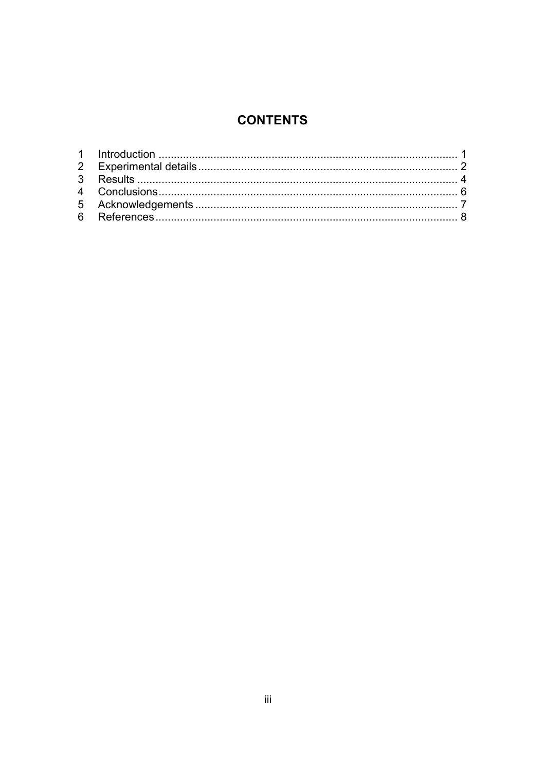# CONTENTS

1 Introduction ........................................................................................... 1
2 Experimental details ................................................................................ 2
3 Results .................................................................................................. 4
4 Conclusions ............................................................................................ 6
5 Acknowledgements ................................................................................. 7
6 References ............................................................................................. 8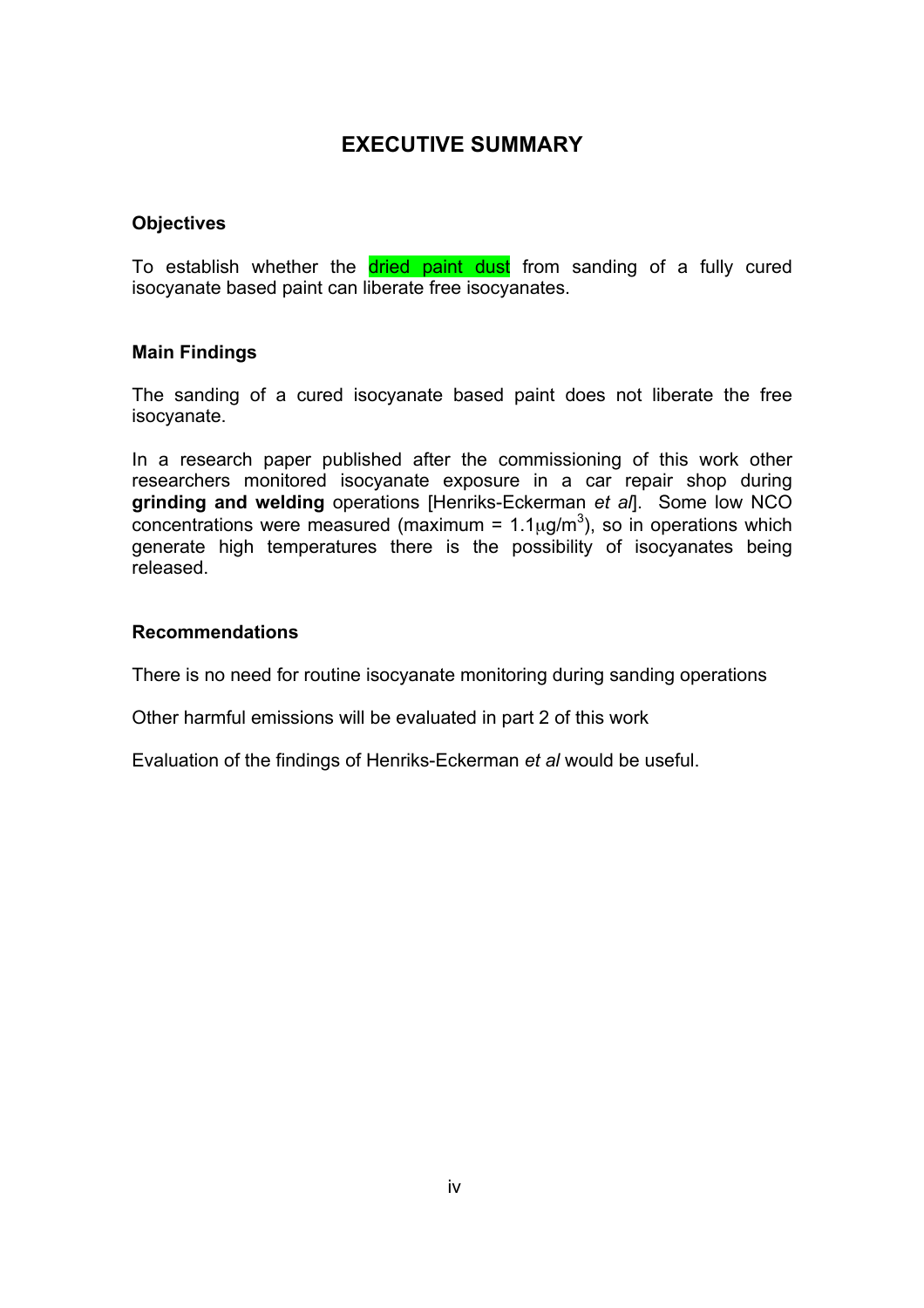# EXECUTIVE SUMMARY

**Objectives**

To establish whether the dried paint dust from sanding of a fully cured isocyanate based paint can liberate free isocyanates.

**Main Findings**

The sanding of a cured isocyanate based paint does not liberate the free isocyanate.

In a research paper published after the commissioning of this work other researchers monitored isocyanate exposure in a car repair shop during **grinding and welding** operations [Henriks-Eckerman *et al*]. Some low NCO concentrations were measured (maximum = $1.1 \mu g/m^3$), so in operations which generate high temperatures there is the possibility of isocyanates being released.

**Recommendations**

There is no need for routine isocyanate monitoring during sanding operations

Other harmful emissions will be evaluated in part 2 of this work

Evaluation of the findings of Henriks-Eckerman *et al* would be useful.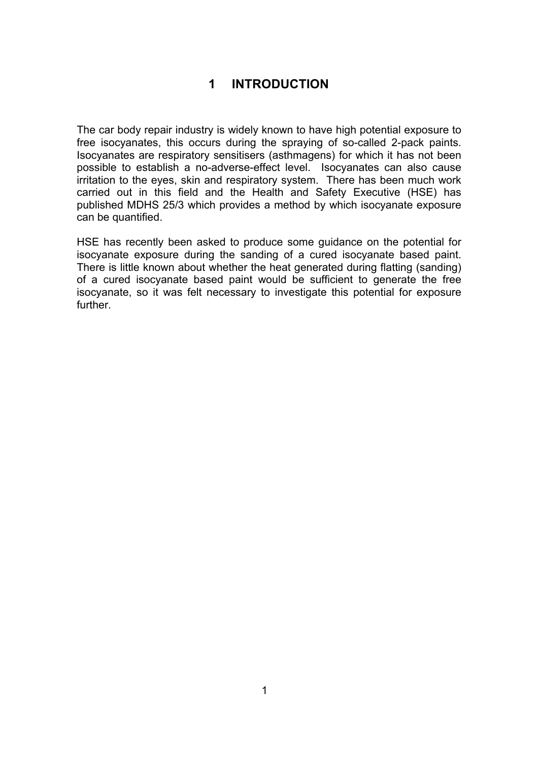# 1 INTRODUCTION

The car body repair industry is widely known to have high potential exposure to free isocyanates, this occurs during the spraying of so-called 2-pack paints. Isocyanates are respiratory sensitisers (asthmagens) for which it has not been possible to establish a no-adverse-effect level. Isocyanates can also cause irritation to the eyes, skin and respiratory system. There has been much work carried out in this field and the Health and Safety Executive (HSE) has published MDHS 25/3 which provides a method by which isocyanate exposure can be quantified.

HSE has recently been asked to produce some guidance on the potential for isocyanate exposure during the sanding of a cured isocyanate based paint. There is little known about whether the heat generated during flatting (sanding) of a cured isocyanate based paint would be sufficient to generate the free isocyanate, so it was felt necessary to investigate this potential for exposure further.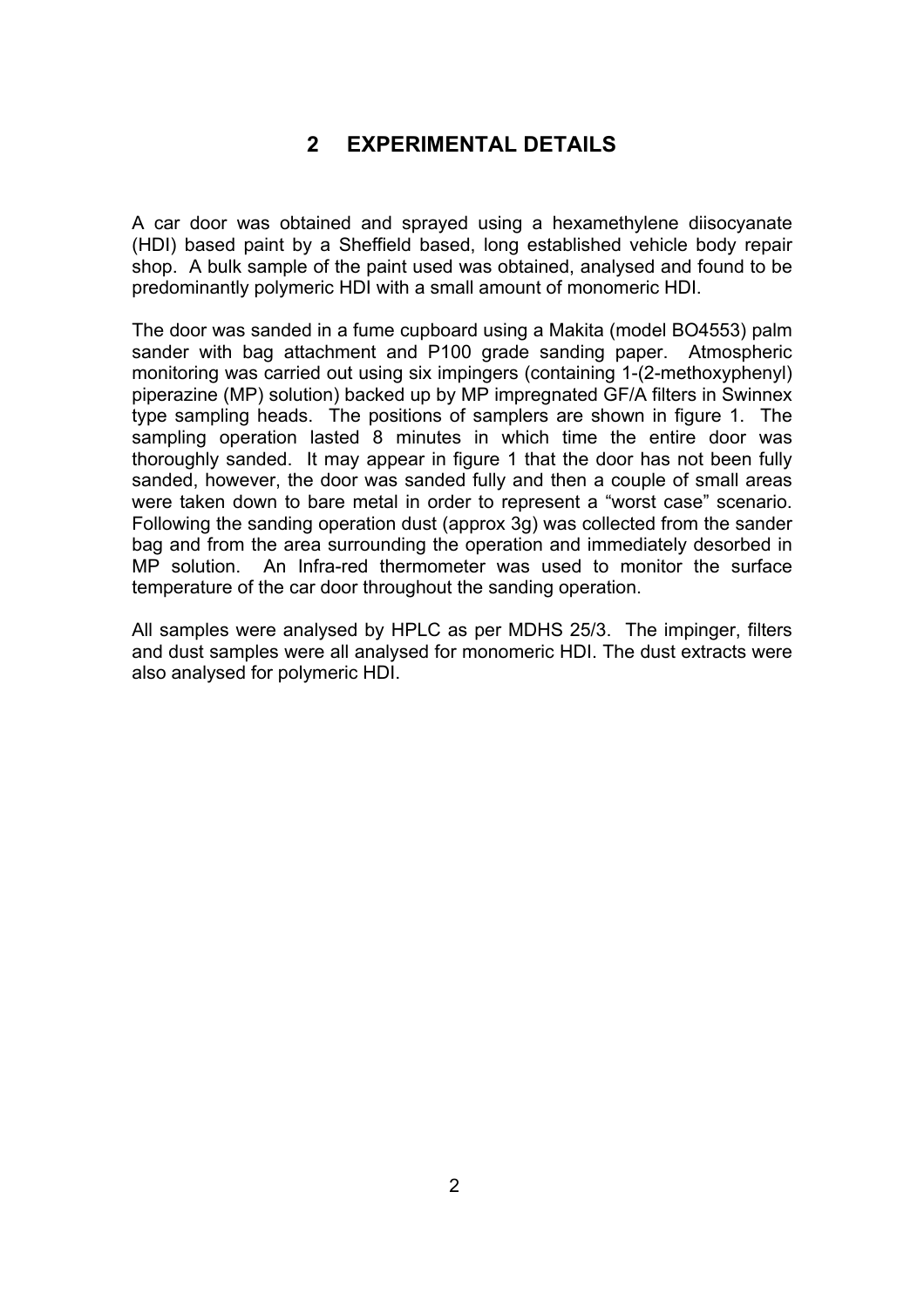# 2 EXPERIMENTAL DETAILS

A car door was obtained and sprayed using a hexamethylene diisocyanate (HDI) based paint by a Sheffield based, long established vehicle body repair shop. A bulk sample of the paint used was obtained, analysed and found to be predominantly polymeric HDI with a small amount of monomeric HDI.

The door was sanded in a fume cupboard using a Makita (model BO4553) palm sander with bag attachment and P100 grade sanding paper. Atmospheric monitoring was carried out using six impingers (containing 1-(2-methoxyphenyl) piperazine (MP) solution) backed up by MP impregnated GF/A filters in Swinnex type sampling heads. The positions of samplers are shown in figure 1. The sampling operation lasted 8 minutes in which time the entire door was thoroughly sanded. It may appear in figure 1 that the door has not been fully sanded, however, the door was sanded fully and then a couple of small areas were taken down to bare metal in order to represent a "worst case" scenario. Following the sanding operation dust (approx 3g) was collected from the sander bag and from the area surrounding the operation and immediately desorbed in MP solution. An Infra-red thermometer was used to monitor the surface temperature of the car door throughout the sanding operation.

All samples were analysed by HPLC as per MDHS 25/3. The impinger, filters and dust samples were all analysed for monomeric HDI. The dust extracts were also analysed for polymeric HDI.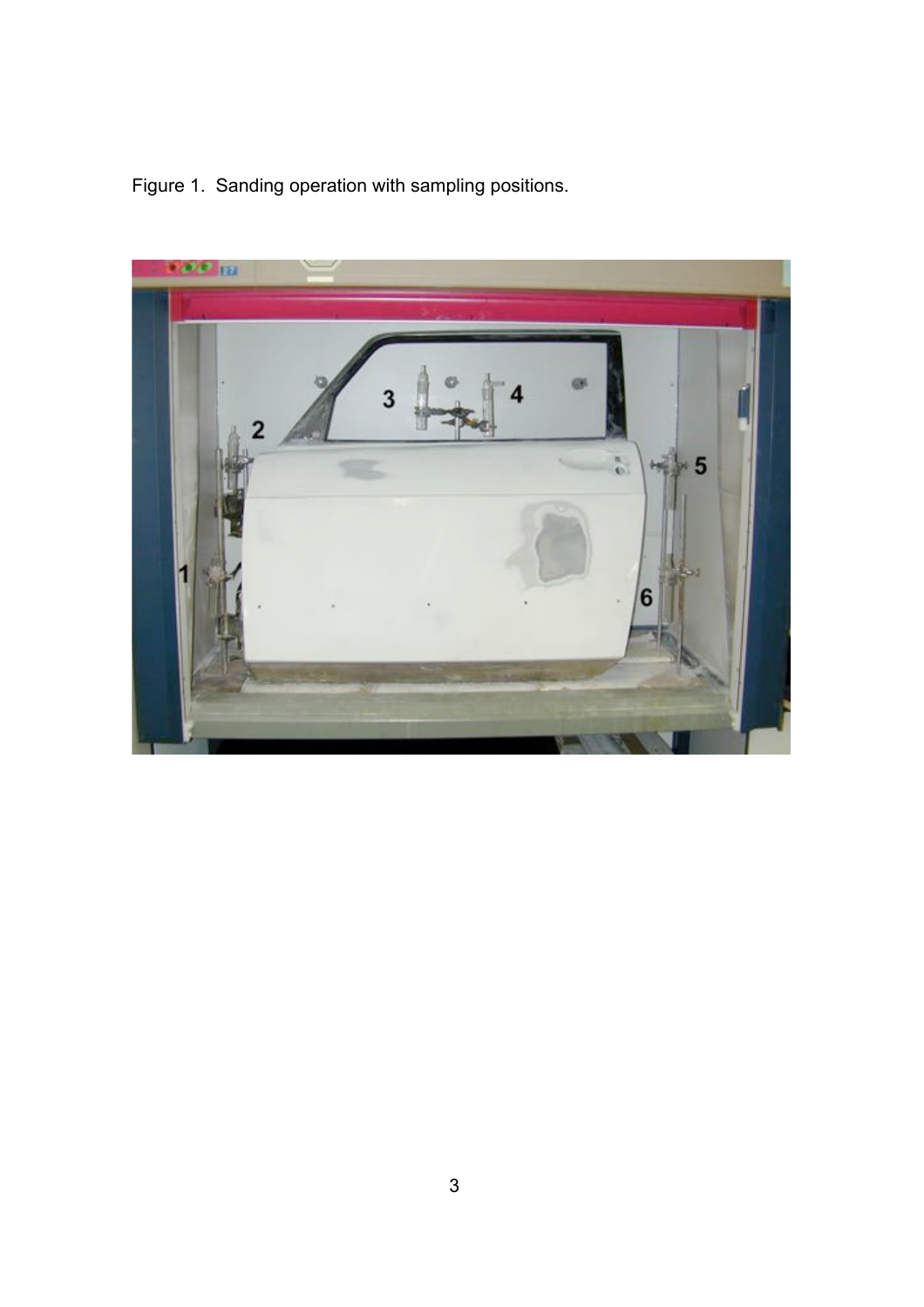Figure 1. Sanding operation with sampling positions.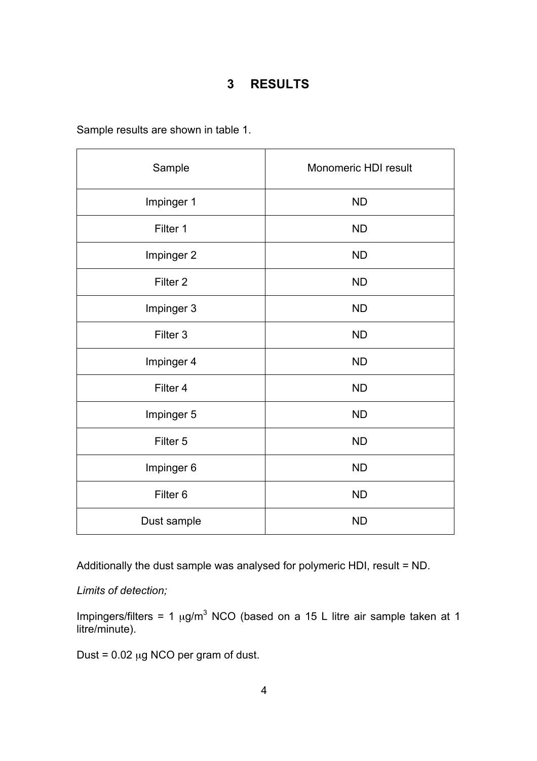# 3 RESULTS

Sample results are shown in table 1.

| Sample | Monomeric HDI result |
|---|---|
| Impinger 1 | ND |
| Filter 1 | ND |
| Impinger 2 | ND |
| Filter 2 | ND |
| Impinger 3 | ND |
| Filter 3 | ND |
| Impinger 4 | ND |
| Filter 4 | ND |
| Impinger 5 | ND |
| Filter 5 | ND |
| Impinger 6 | ND |
| Filter 6 | ND |
| Dust sample | ND |

Additionally the dust sample was analysed for polymeric HDI, result = ND.

*Limits of detection;*

Impingers/filters = 1 $\mu g/m^3$ NCO (based on a 15 L litre air sample taken at 1 litre/minute).

Dust = 0.02 $\mu$g NCO per gram of dust.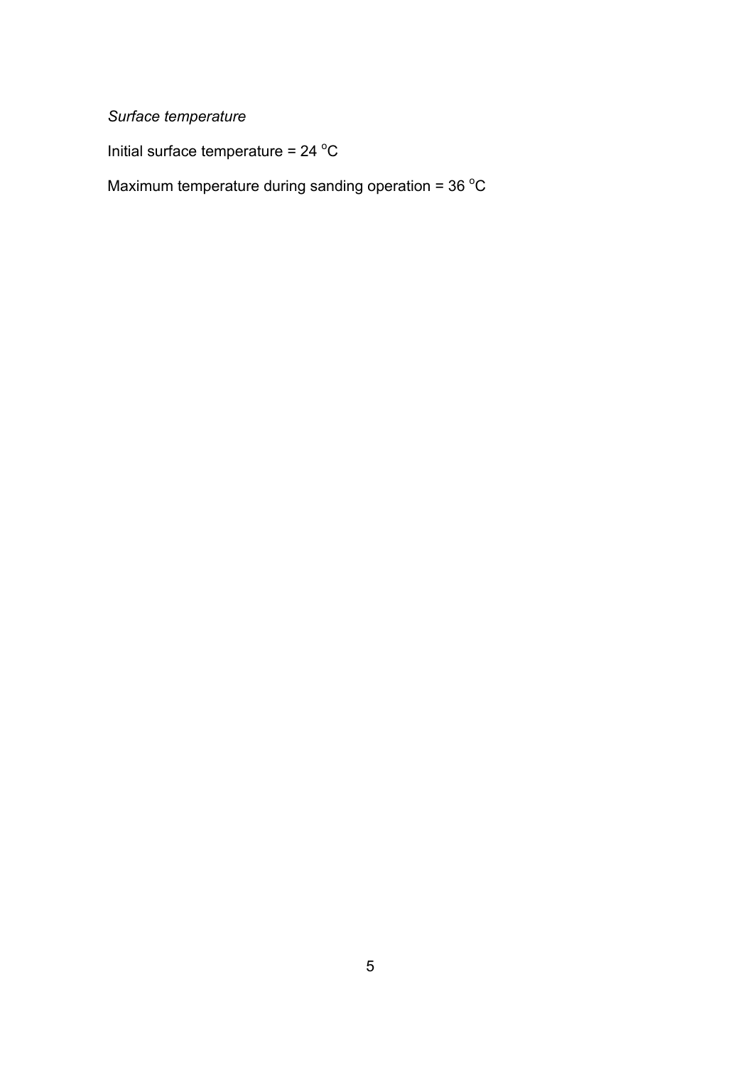*Surface temperature*

Initial surface temperature = 24 $^{o}$C

Maximum temperature during sanding operation = 36 $^{o}$C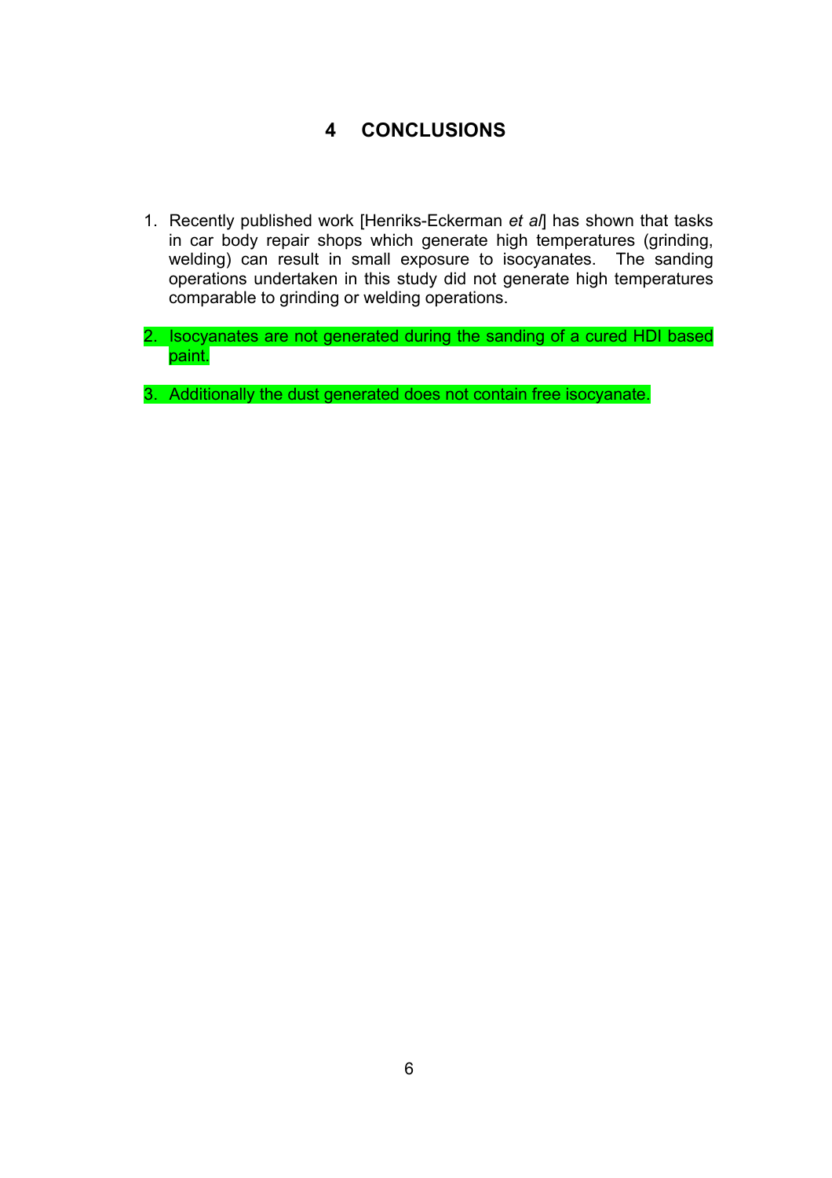# 4 CONCLUSIONS

1. Recently published work [Henriks-Eckerman *et al*] has shown that tasks in car body repair shops which generate high temperatures (grinding, welding) can result in small exposure to isocyanates. The sanding operations undertaken in this study did not generate high temperatures comparable to grinding or welding operations.

2. Isocyanates are not generated during the sanding of a cured HDI based paint.

3. Additionally the dust generated does not contain free isocyanate.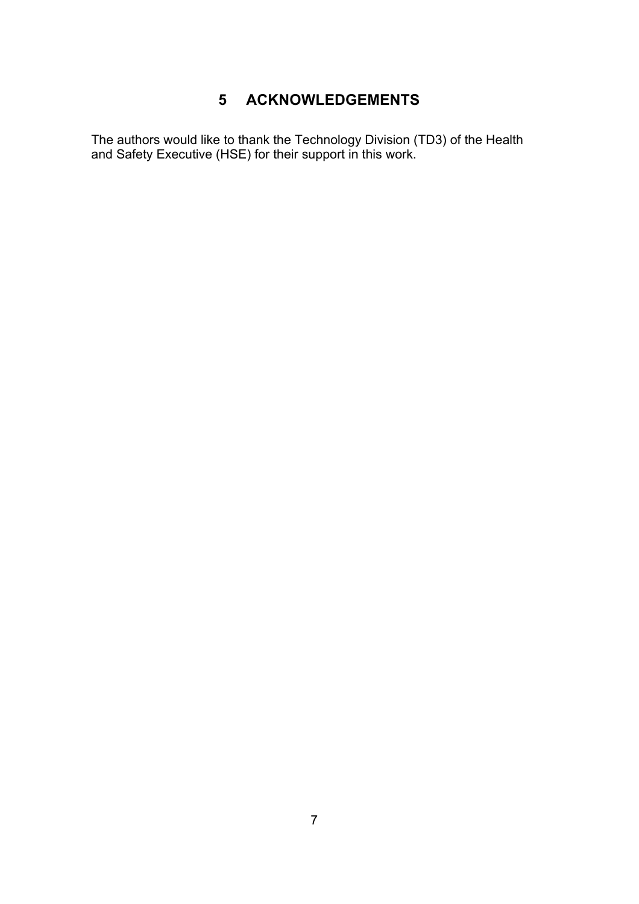# 5 ACKNOWLEDGEMENTS

The authors would like to thank the Technology Division (TD3) of the Health and Safety Executive (HSE) for their support in this work.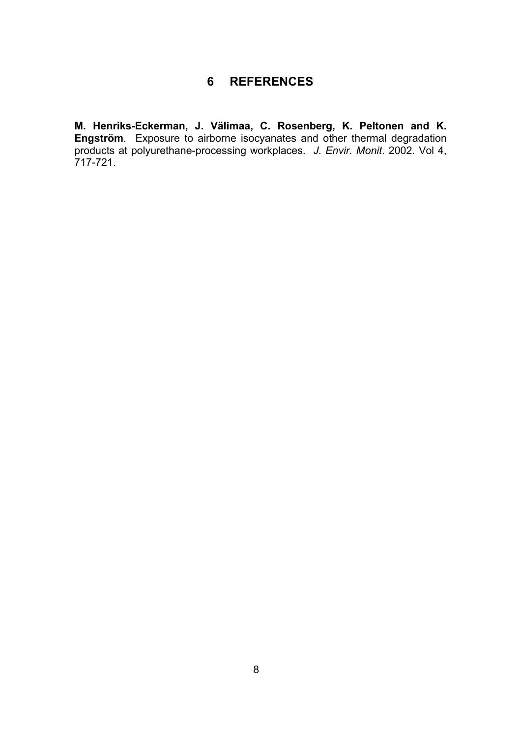# 6 REFERENCES

**M. Henriks-Eckerman, J. Välimaa, C. Rosenberg, K. Peltonen and K. Engström**. Exposure to airborne isocyanates and other thermal degradation products at polyurethane-processing workplaces. *J. Envir. Monit*. 2002. Vol 4, 717-721.